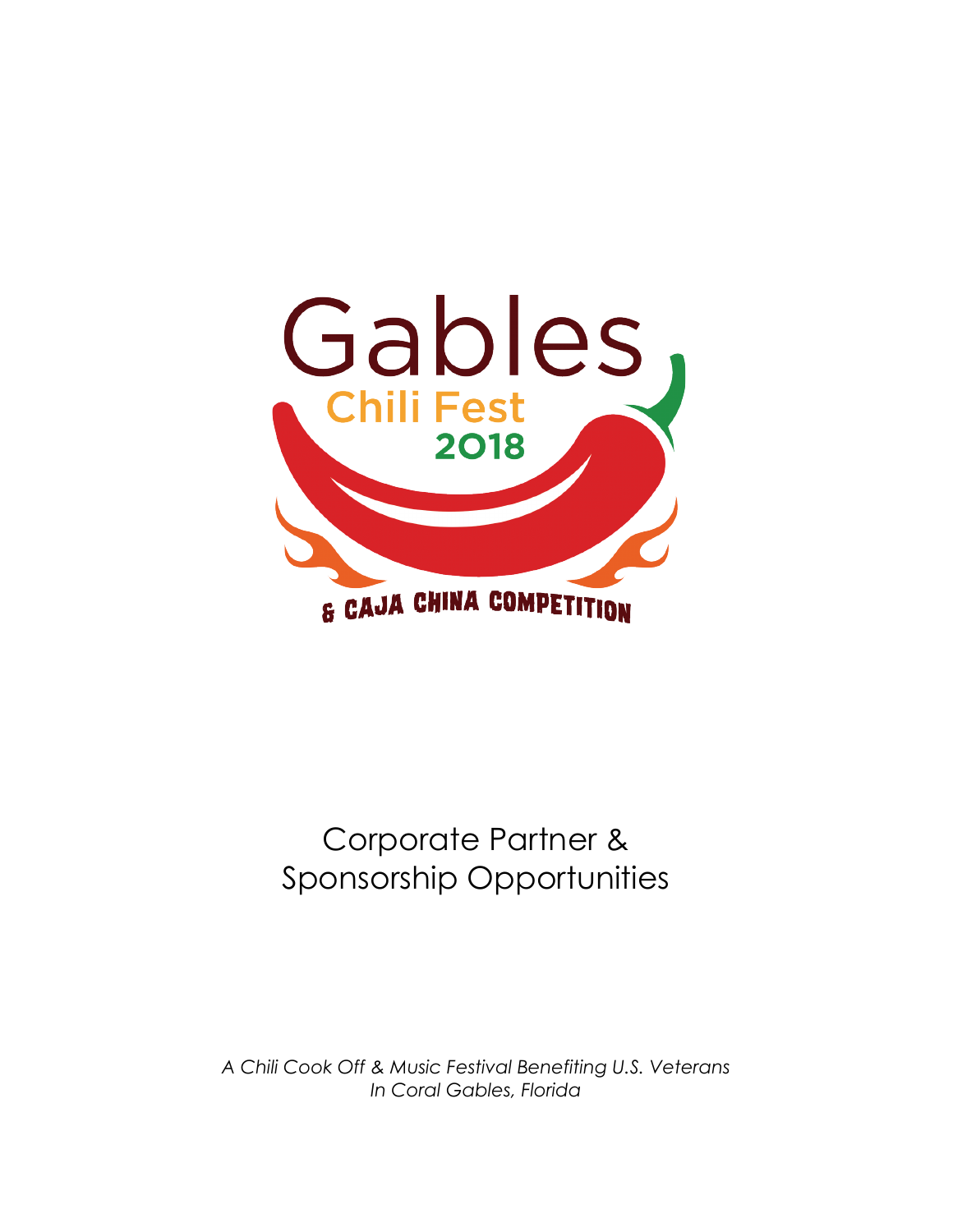# Gables Chili Fest 2018

## & Caja China Competition

# Corporate Partner & Sponsorship Opportunities

*A Chili Cook Off & Music Festival Benefiting U.S. Veterans In Coral Gables, Florida*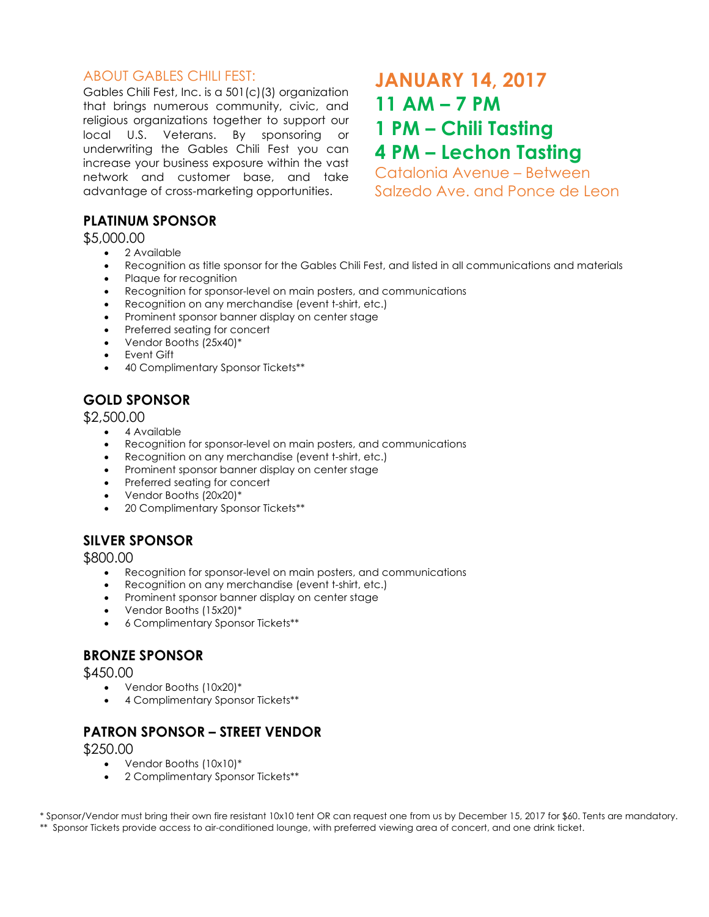## ABOUT GABLES CHILI FEST:

Gables Chili Fest, Inc. is a 501(c)(3) organization that brings numerous community, civic, and religious organizations together to support our local U.S. Veterans. By sponsoring or underwriting the Gables Chili Fest you can increase your business exposure within the vast network and customer base, and take advantage of cross-marketing opportunities.

## JANUARY 14, 2017

## 11 AM – 7 PM

## 1 PM – Chili Tasting

## 4 PM – Lechon Tasting

Catalonia Avenue – Between Salzedo Ave. and Ponce de Leon

### PLATINUM SPONSOR

$5,000.00

- 2 Available
- Recognition as title sponsor for the Gables Chili Fest, and listed in all communications and materials
- Plaque for recognition
- Recognition for sponsor-level on main posters, and communications
- Recognition on any merchandise (event t-shirt, etc.)
- Prominent sponsor banner display on center stage
- Preferred seating for concert
- Vendor Booths (25x40)*
- Event Gift
- 40 Complimentary Sponsor Tickets**

### GOLD SPONSOR

$2,500.00

- 4 Available
- Recognition for sponsor-level on main posters, and communications
- Recognition on any merchandise (event t-shirt, etc.)
- Prominent sponsor banner display on center stage
- Preferred seating for concert
- Vendor Booths (20x20)*
- 20 Complimentary Sponsor Tickets**

### SILVER SPONSOR

$800.00

- Recognition for sponsor-level on main posters, and communications
- Recognition on any merchandise (event t-shirt, etc.)
- Prominent sponsor banner display on center stage
- Vendor Booths (15x20)*
- 6 Complimentary Sponsor Tickets**

### BRONZE SPONSOR

$450.00

- Vendor Booths (10x20)*
- 4 Complimentary Sponsor Tickets**

### PATRON SPONSOR – STREET VENDOR

$250.00

- Vendor Booths (10x10)*
- 2 Complimentary Sponsor Tickets**

\* Sponsor/Vendor must bring their own fire resistant 10x10 tent OR can request one from us by December 15, 2017 for $60. Tents are mandatory.

** Sponsor Tickets provide access to air-conditioned lounge, with preferred viewing area of concert, and one drink ticket.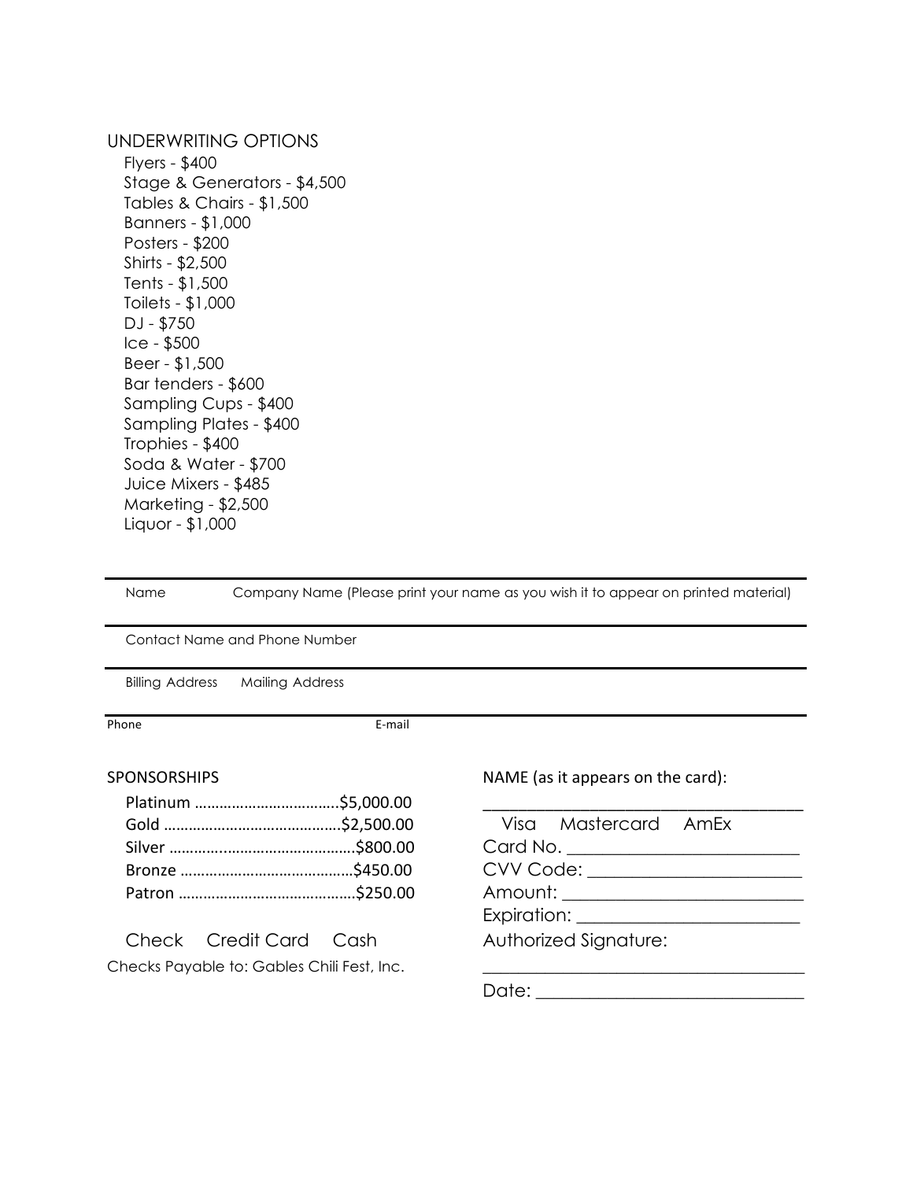## UNDERWRITING OPTIONS

- Flyers - $400
- Stage & Generators - $4,500
- Tables & Chairs - $1,500
- Banners - $1,000
- Posters - $200
- Shirts - $2,500
- Tents - $1,500
- Toilets - $1,000
- DJ - $750
- Ice - $500
- Beer - $1,500
- Bar tenders - $600
- Sampling Cups - $400
- Sampling Plates - $400
- Trophies - $400
- Soda & Water - $700
- Juice Mixers - $485
- Marketing - $2,500
- Liquor - $1,000

---

Name Company Name (Please print your name as you wish it to appear on printed material)

---

Contact Name and Phone Number

---

Billing Address Mailing Address

---

Phone E-mail

## SPONSORSHIPS

- Platinum ..................................$5,000.00
- Gold ..........................................$2,500.00
- Silver ............................................$800.00
- Bronze .........................................$450.00
- Patron ..........................................$250.00

Check Credit Card Cash

Checks Payable to: Gables Chili Fest, Inc.

NAME (as it appears on the card):

___________________________________

Visa Mastercard AmEx

Card No. _________________________

CVV Code: _______________________

Amount: _________________________

Expiration: ________________________

Authorized Signature:

___________________________________

Date: _____________________________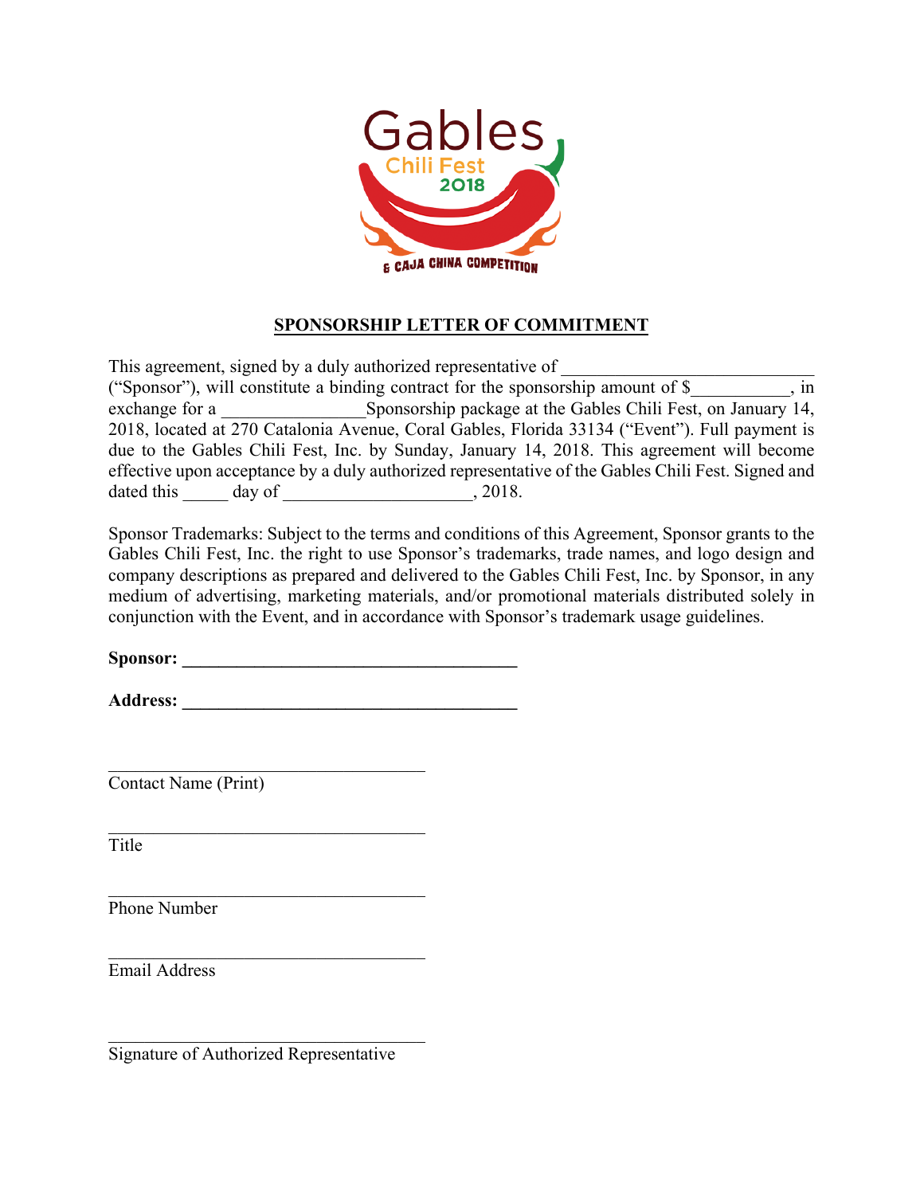Gables
Chili Fest
2018
& CAJA CHINA COMPETITION

**SPONSORSHIP LETTER OF COMMITMENT**

This agreement, signed by a duly authorized representative of ____________________________ ("Sponsor"), will constitute a binding contract for the sponsorship amount of $___________, in exchange for a ________________Sponsorship package at the Gables Chili Fest, on January 14, 2018, located at 270 Catalonia Avenue, Coral Gables, Florida 33134 ("Event"). Full payment is due to the Gables Chili Fest, Inc. by Sunday, January 14, 2018. This agreement will become effective upon acceptance by a duly authorized representative of the Gables Chili Fest. Signed and dated this _____ day of ____________________, 2018.

Sponsor Trademarks: Subject to the terms and conditions of this Agreement, Sponsor grants to the Gables Chili Fest, Inc. the right to use Sponsor's trademarks, trade names, and logo design and company descriptions as prepared and delivered to the Gables Chili Fest, Inc. by Sponsor, in any medium of advertising, marketing materials, and/or promotional materials distributed solely in conjunction with the Event, and in accordance with Sponsor's trademark usage guidelines.

**Sponsor: _____________________________________**

**Address: _____________________________________**

___________________________________
Contact Name (Print)

___________________________________
Title

___________________________________
Phone Number

___________________________________
Email Address

___________________________________
Signature of Authorized Representative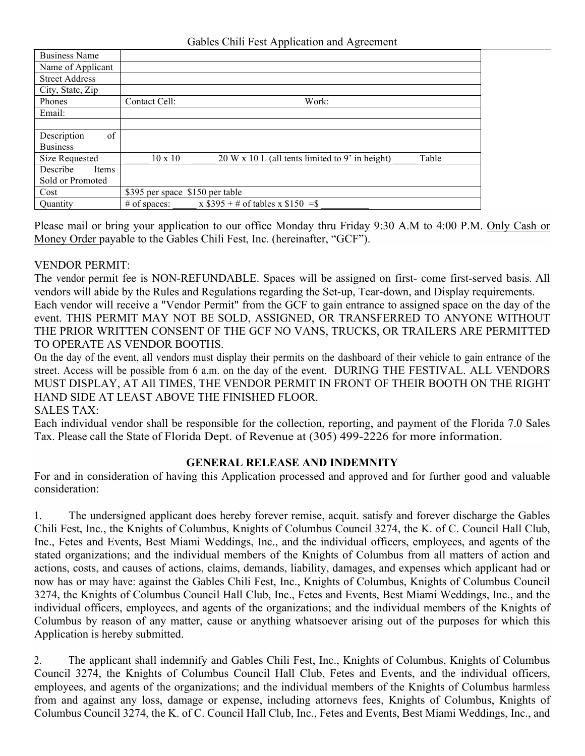Gables Chili Fest Application and Agreement

| Business Name | |
|---|---|
| Name of Applicant | |
| Street Address | |
| City, State, Zip | |
| Phones | Contact Cell: Work: |
| Email: | |
| | |
| Description of Business | |
| Size Requested | _____ 10 x 10 _____ 20 W x 10 L (all tents limited to 9' in height) _____ Table |
| Describe Items Sold or Promoted | |
| Cost | $395 per space $150 per table |
| Quantity | # of spaces: _____ x $395 + # of tables x $150 =$ __________ |

Please mail or bring your application to our office Monday thru Friday 9:30 A.M to 4:00 P.M. Only Cash or Money Order payable to the Gables Chili Fest, Inc. (hereinafter, "GCF").

VENDOR PERMIT:
The vendor permit fee is NON-REFUNDABLE. Spaces will be assigned on first- come first-served basis. All vendors will abide by the Rules and Regulations regarding the Set-up, Tear-down, and Display requirements. Each vendor will receive a "Vendor Permit" from the GCF to gain entrance to assigned space on the day of the event. THIS PERMIT MAY NOT BE SOLD, ASSIGNED, OR TRANSFERRED TO ANYONE WITHOUT THE PRIOR WRITTEN CONSENT OF THE GCF NO VANS, TRUCKS, OR TRAILERS ARE PERMITTED TO OPERATE AS VENDOR BOOTHS.
On the day of the event, all vendors must display their permits on the dashboard of their vehicle to gain entrance of the street. Access will be possible from 6 a.m. on the day of the event. DURING THE FESTIVAL. ALL VENDORS MUST DISPLAY, AT All TIMES, THE VENDOR PERMIT IN FRONT OF THEIR BOOTH ON THE RIGHT HAND SIDE AT LEAST ABOVE THE FINISHED FLOOR.
SALES TAX:
Each individual vendor shall be responsible for the collection, reporting, and payment of the Florida 7.0 Sales Tax. Please call the State of Florida Dept. of Revenue at (305) 499-2226 for more information.

**GENERAL RELEASE AND INDEMNITY**

For and in consideration of having this Application processed and approved and for further good and valuable consideration:

1. The undersigned applicant does hereby forever remise, acquit. satisfy and forever discharge the Gables Chili Fest, Inc., the Knights of Columbus, Knights of Columbus Council 3274, the K. of C. Council Hall Club, Inc., Fetes and Events, Best Miami Weddings, Inc., and the individual officers, employees, and agents of the stated organizations; and the individual members of the Knights of Columbus from all matters of action and actions, costs, and causes of actions, claims, demands, liability, damages, and expenses which applicant had or now has or may have: against the Gables Chili Fest, Inc., Knights of Columbus, Knights of Columbus Council 3274, the Knights of Columbus Council Hall Club, Inc., Fetes and Events, Best Miami Weddings, Inc., and the individual officers, employees, and agents of the organizations; and the individual members of the Knights of Columbus by reason of any matter, cause or anything whatsoever arising out of the purposes for which this Application is hereby submitted.

2. The applicant shall indemnify and Gables Chili Fest, Inc., Knights of Columbus, Knights of Columbus Council 3274, the Knights of Columbus Council Hall Club, Fetes and Events, and the individual officers, employees, and agents of the organizations; and the individual members of the Knights of Columbus harmless from and against any loss, damage or expense, including attornevs fees, Knights of Columbus, Knights of Columbus Council 3274, the K. of C. Council Hall Club, Inc., Fetes and Events, Best Miami Weddings, Inc., and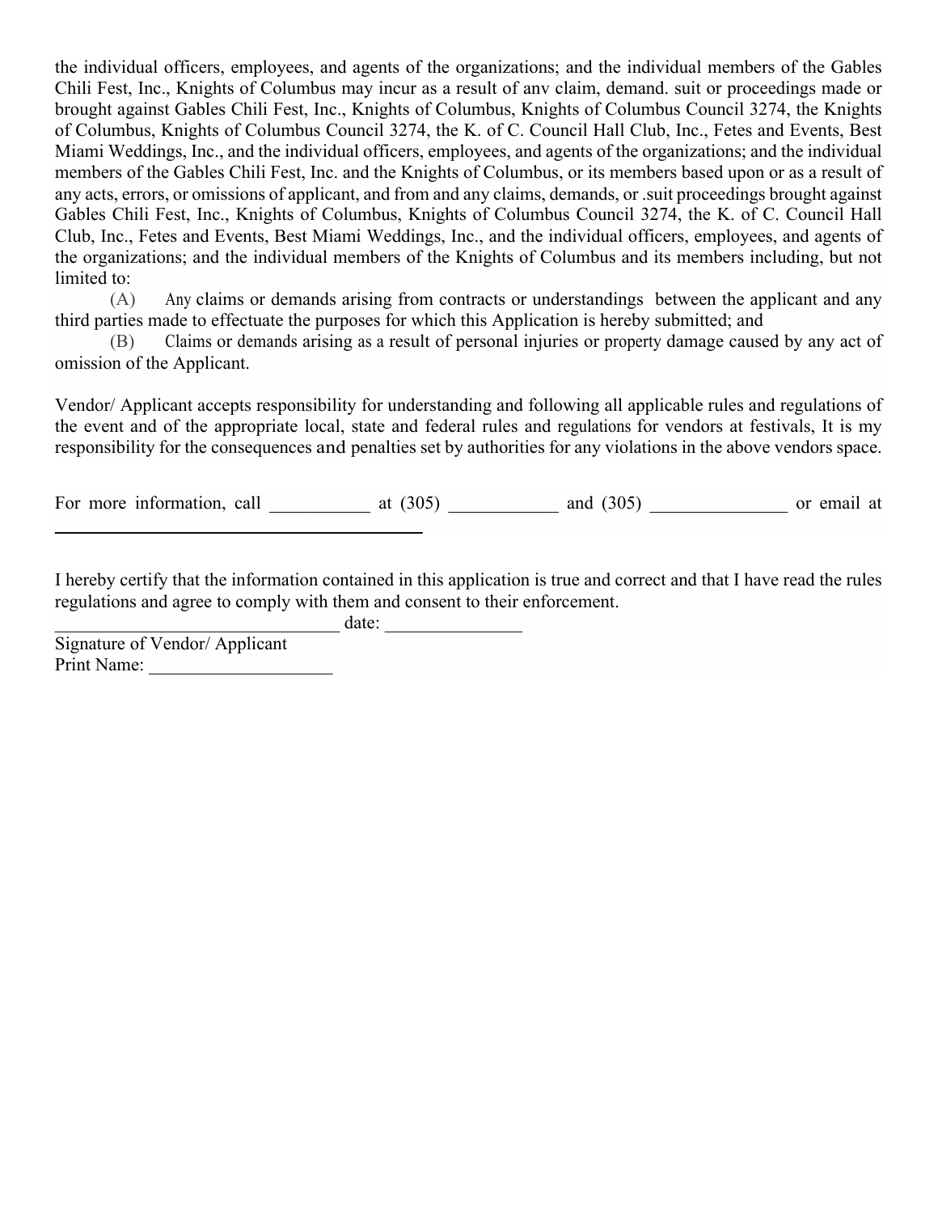the individual officers, employees, and agents of the organizations; and the individual members of the Gables Chili Fest, Inc., Knights of Columbus may incur as a result of anv claim, demand. suit or proceedings made or brought against Gables Chili Fest, Inc., Knights of Columbus, Knights of Columbus Council 3274, the Knights of Columbus, Knights of Columbus Council 3274, the K. of C. Council Hall Club, Inc., Fetes and Events, Best Miami Weddings, Inc., and the individual officers, employees, and agents of the organizations; and the individual members of the Gables Chili Fest, Inc. and the Knights of Columbus, or its members based upon or as a result of any acts, errors, or omissions of applicant, and from and any claims, demands, or .suit proceedings brought against Gables Chili Fest, Inc., Knights of Columbus, Knights of Columbus Council 3274, the K. of C. Council Hall Club, Inc., Fetes and Events, Best Miami Weddings, Inc., and the individual officers, employees, and agents of the organizations; and the individual members of the Knights of Columbus and its members including, but not limited to:

(A) Any claims or demands arising from contracts or understandings between the applicant and any third parties made to effectuate the purposes for which this Application is hereby submitted; and

(B) Claims or demands arising as a result of personal injuries or property damage caused by any act of omission of the Applicant.

Vendor/ Applicant accepts responsibility for understanding and following all applicable rules and regulations of the event and of the appropriate local, state and federal rules and regulations for vendors at festivals, It is my responsibility for the consequences and penalties set by authorities for any violations in the above vendors space.

For more information, call ___________ at (305) ____________ and (305) _______________ or email at ________________________________________

I hereby certify that the information contained in this application is true and correct and that I have read the rules regulations and agree to comply with them and consent to their enforcement.

_______________________________ date: _______________

Signature of Vendor/ Applicant

Print Name: ____________________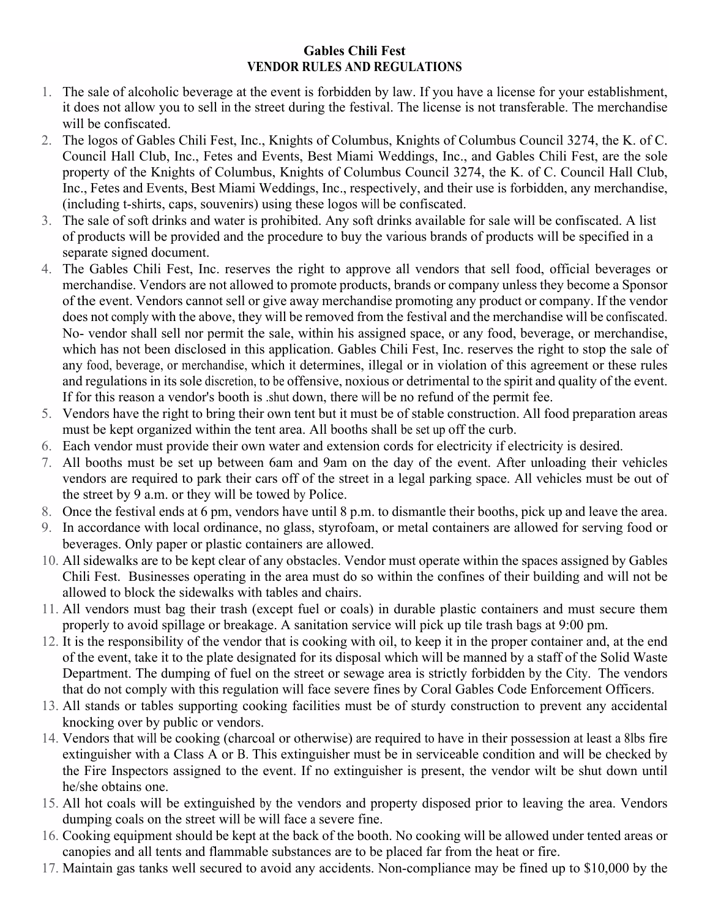# Gables Chili Fest
## VENDOR RULES AND REGULATIONS

1. The sale of alcoholic beverage at the event is forbidden by law. If you have a license for your establishment, it does not allow you to sell in the street during the festival. The license is not transferable. The merchandise will be confiscated.
2. The logos of Gables Chili Fest, Inc., Knights of Columbus, Knights of Columbus Council 3274, the K. of C. Council Hall Club, Inc., Fetes and Events, Best Miami Weddings, Inc., and Gables Chili Fest, are the sole property of the Knights of Columbus, Knights of Columbus Council 3274, the K. of C. Council Hall Club, Inc., Fetes and Events, Best Miami Weddings, Inc., respectively, and their use is forbidden, any merchandise, (including t-shirts, caps, souvenirs) using these logos will be confiscated.
3. The sale of soft drinks and water is prohibited. Any soft drinks available for sale will be confiscated. A list of products will be provided and the procedure to buy the various brands of products will be specified in a separate signed document.
4. The Gables Chili Fest, Inc. reserves the right to approve all vendors that sell food, official beverages or merchandise. Vendors are not allowed to promote products, brands or company unless they become a Sponsor of the event. Vendors cannot sell or give away merchandise promoting any product or company. If the vendor does not comply with the above, they will be removed from the festival and the merchandise will be confiscated. No- vendor shall sell nor permit the sale, within his assigned space, or any food, beverage, or merchandise, which has not been disclosed in this application. Gables Chili Fest, Inc. reserves the right to stop the sale of any food, beverage, or merchandise, which it determines, illegal or in violation of this agreement or these rules and regulations in its sole discretion, to be offensive, noxious or detrimental to the spirit and quality of the event. If for this reason a vendor's booth is .shut down, there will be no refund of the permit fee.
5. Vendors have the right to bring their own tent but it must be of stable construction. All food preparation areas must be kept organized within the tent area. All booths shall be set up off the curb.
6. Each vendor must provide their own water and extension cords for electricity if electricity is desired.
7. All booths must be set up between 6am and 9am on the day of the event. After unloading their vehicles vendors are required to park their cars off of the street in a legal parking space. All vehicles must be out of the street by 9 a.m. or they will be towed by Police.
8. Once the festival ends at 6 pm, vendors have until 8 p.m. to dismantle their booths, pick up and leave the area.
9. In accordance with local ordinance, no glass, styrofoam, or metal containers are allowed for serving food or beverages. Only paper or plastic containers are allowed.
10. All sidewalks are to be kept clear of any obstacles. Vendor must operate within the spaces assigned by Gables Chili Fest. Businesses operating in the area must do so within the confines of their building and will not be allowed to block the sidewalks with tables and chairs.
11. All vendors must bag their trash (except fuel or coals) in durable plastic containers and must secure them properly to avoid spillage or breakage. A sanitation service will pick up tile trash bags at 9:00 pm.
12. It is the responsibility of the vendor that is cooking with oil, to keep it in the proper container and, at the end of the event, take it to the plate designated for its disposal which will be manned by a staff of the Solid Waste Department. The dumping of fuel on the street or sewage area is strictly forbidden by the City. The vendors that do not comply with this regulation will face severe fines by Coral Gables Code Enforcement Officers.
13. All stands or tables supporting cooking facilities must be of sturdy construction to prevent any accidental knocking over by public or vendors.
14. Vendors that will be cooking (charcoal or otherwise) are required to have in their possession at least a 8lbs fire extinguisher with a Class A or B. This extinguisher must be in serviceable condition and will be checked by the Fire Inspectors assigned to the event. If no extinguisher is present, the vendor wilt be shut down until he/she obtains one.
15. All hot coals will be extinguished by the vendors and property disposed prior to leaving the area. Vendors dumping coals on the street will be will face a severe fine.
16. Cooking equipment should be kept at the back of the booth. No cooking will be allowed under tented areas or canopies and all tents and flammable substances are to be placed far from the heat or fire.
17. Maintain gas tanks well secured to avoid any accidents. Non-compliance may be fined up to $10,000 by the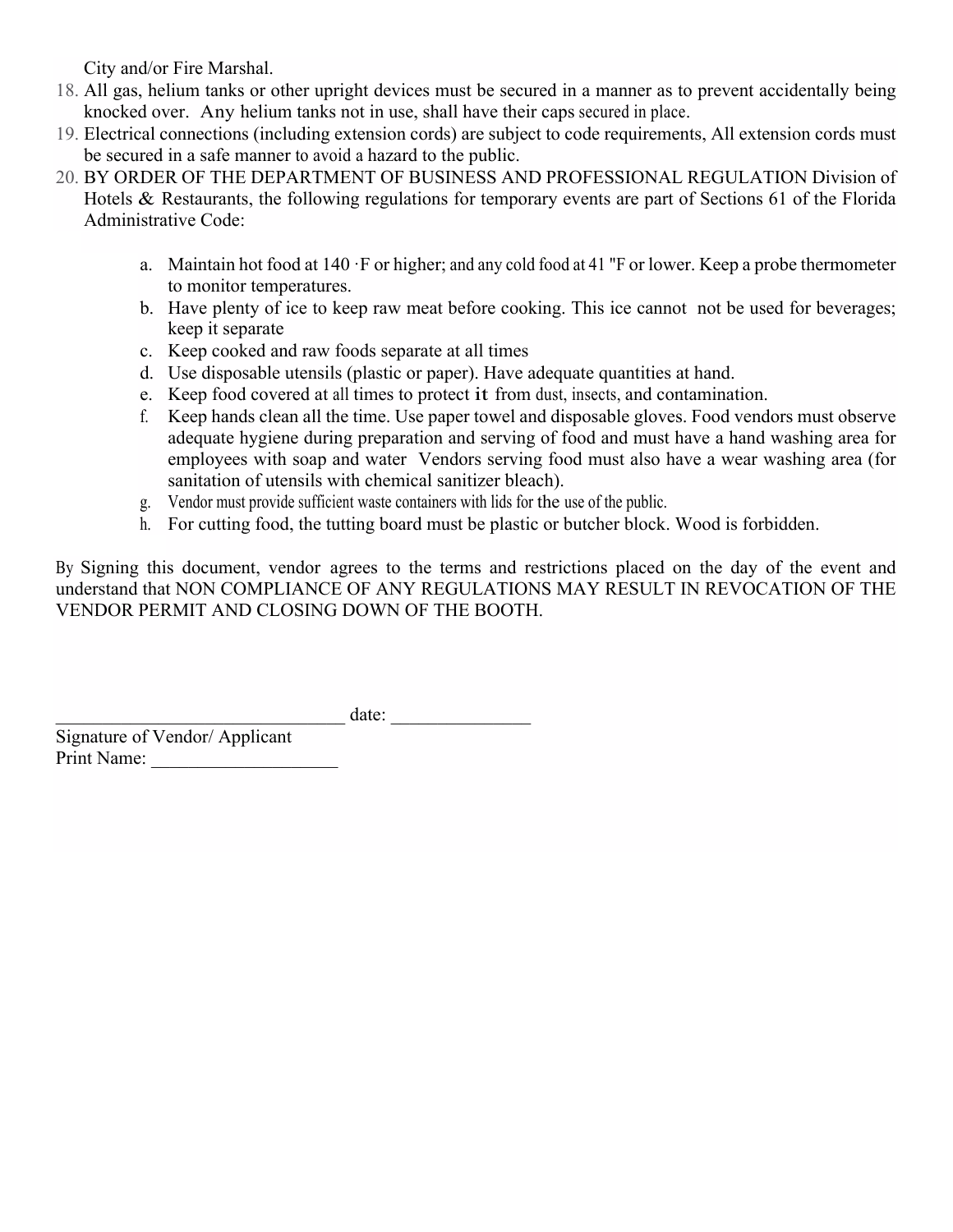City and/or Fire Marshal.

18. All gas, helium tanks or other upright devices must be secured in a manner as to prevent accidentally being knocked over. Any helium tanks not in use, shall have their caps secured in place.
19. Electrical connections (including extension cords) are subject to code requirements, All extension cords must be secured in a safe manner to avoid a hazard to the public.
20. BY ORDER OF THE DEPARTMENT OF BUSINESS AND PROFESSIONAL REGULATION Division of Hotels & Restaurants, the following regulations for temporary events are part of Sections 61 of the Florida Administrative Code:

    a. Maintain hot food at 140 ·F or higher; and any cold food at 41 "F or lower. Keep a probe thermometer to monitor temperatures.
    b. Have plenty of ice to keep raw meat before cooking. This ice cannot not be used for beverages; keep it separate
    c. Keep cooked and raw foods separate at all times
    d. Use disposable utensils (plastic or paper). Have adequate quantities at hand.
    e. Keep food covered at all times to protect it from dust, insects, and contamination.
    f. Keep hands clean all the time. Use paper towel and disposable gloves. Food vendors must observe adequate hygiene during preparation and serving of food and must have a hand washing area for employees with soap and water Vendors serving food must also have a wear washing area (for sanitation of utensils with chemical sanitizer bleach).
    g. Vendor must provide sufficient waste containers with lids for the use of the public.
    h. For cutting food, the tutting board must be plastic or butcher block. Wood is forbidden.

By Signing this document, vendor agrees to the terms and restrictions placed on the day of the event and understand that NON COMPLIANCE OF ANY REGULATIONS MAY RESULT IN REVOCATION OF THE VENDOR PERMIT AND CLOSING DOWN OF THE BOOTH.

_______________________________ date: _______________

Signature of Vendor/ Applicant

Print Name: ____________________